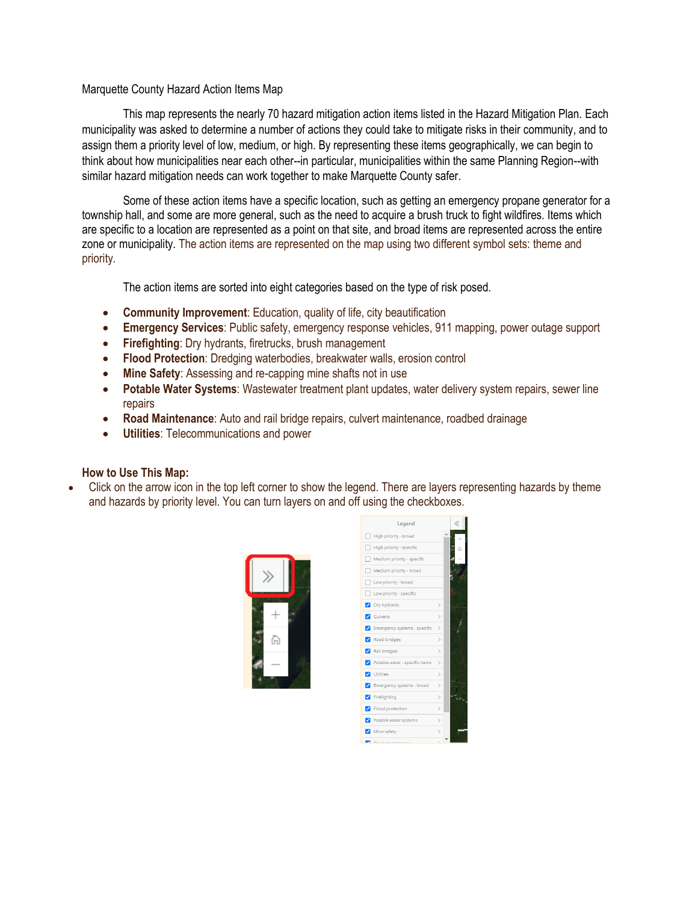Marquette County Hazard Action Items Map

This map represents the nearly 70 hazard mitigation action items listed in the Hazard Mitigation Plan. Each municipality was asked to determine a number of actions they could take to mitigate risks in their community, and to assign them a priority level of low, medium, or high. By representing these items geographically, we can begin to think about how municipalities near each other--in particular, municipalities within the same Planning Region--with similar hazard mitigation needs can work together to make Marquette County safer.

Some of these action items have a specific location, such as getting an emergency propane generator for a township hall, and some are more general, such as the need to acquire a brush truck to fight wildfires. Items which are specific to a location are represented as a point on that site, and broad items are represented across the entire zone or municipality. The action items are represented on the map using two different symbol sets: theme and priority.

The action items are sorted into eight categories based on the type of risk posed.

- **Community Improvement**: Education, quality of life, city beautification
- **Emergency Services**: Public safety, emergency response vehicles, 911 mapping, power outage support
- **Firefighting**: Dry hydrants, firetrucks, brush management
- **Flood Protection**: Dredging waterbodies, breakwater walls, erosion control
- **Mine Safety**: Assessing and re-capping mine shafts not in use
- **Potable Water Systems**: Wastewater treatment plant updates, water delivery system repairs, sewer line repairs
- **Road Maintenance**: Auto and rail bridge repairs, culvert maintenance, roadbed drainage
- **Utilities**: Telecommunications and power

**How to Use This Map:**

- Click on the arrow icon in the top left corner to show the legend. There are layers representing hazards by theme and hazards by priority level. You can turn layers on and off using the checkboxes.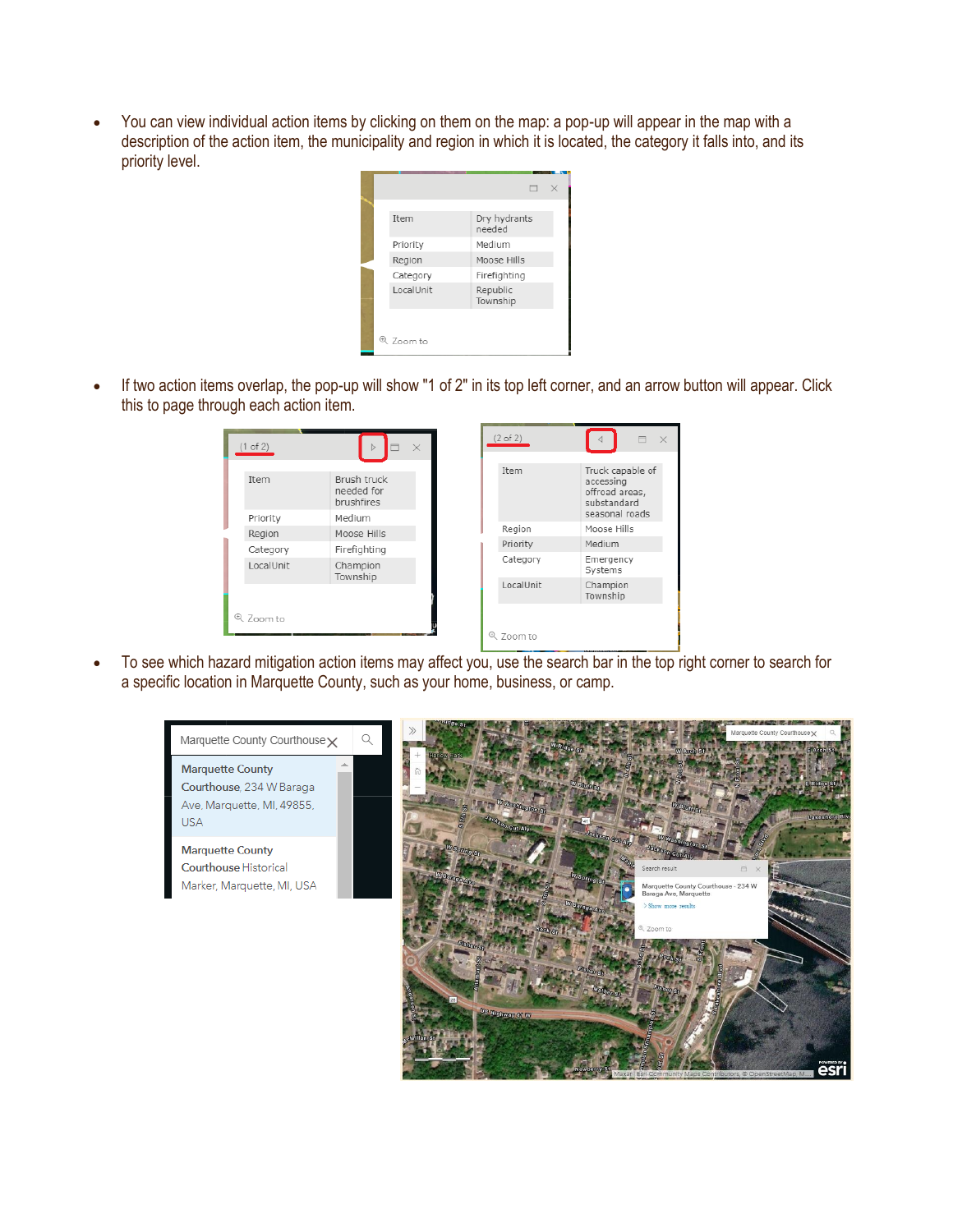- You can view individual action items by clicking on them on the map: a pop-up will appear in the map with a description of the action item, the municipality and region in which it is located, the category it falls into, and its priority level.

- If two action items overlap, the pop-up will show "1 of 2" in its top left corner, and an arrow button will appear. Click this to page through each action item.

- To see which hazard mitigation action items may affect you, use the search bar in the top right corner to search for a specific location in Marquette County, such as your home, business, or camp.